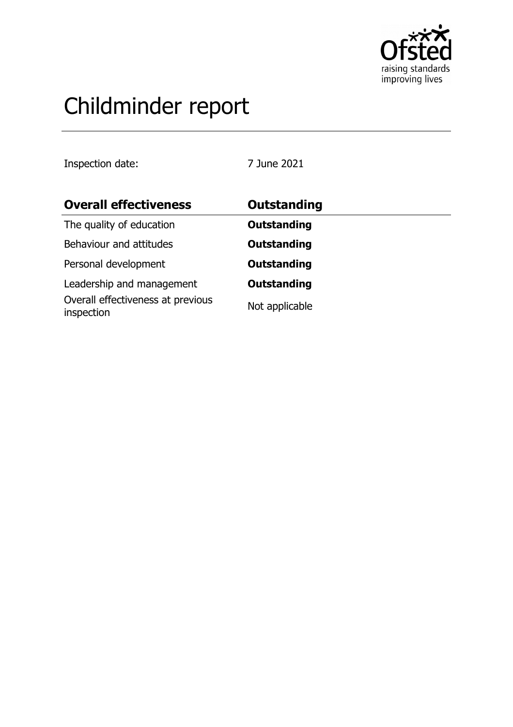# Childminder report

Inspection date: 7 June 2021

| Overall effectiveness | Outstanding |
| --- | --- |
| The quality of education | **Outstanding** |
| Behaviour and attitudes | **Outstanding** |
| Personal development | **Outstanding** |
| Leadership and management | **Outstanding** |
| Overall effectiveness at previous inspection | Not applicable |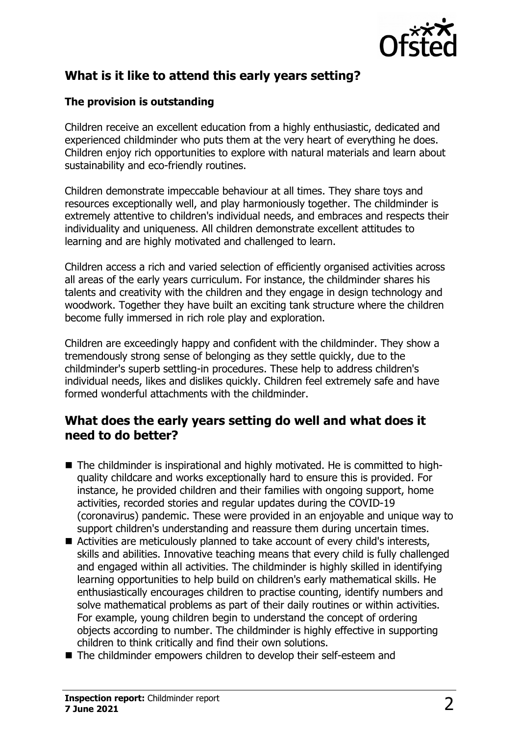## What is it like to attend this early years setting?

### The provision is outstanding

Children receive an excellent education from a highly enthusiastic, dedicated and experienced childminder who puts them at the very heart of everything he does. Children enjoy rich opportunities to explore with natural materials and learn about sustainability and eco-friendly routines.

Children demonstrate impeccable behaviour at all times. They share toys and resources exceptionally well, and play harmoniously together. The childminder is extremely attentive to children's individual needs, and embraces and respects their individuality and uniqueness. All children demonstrate excellent attitudes to learning and are highly motivated and challenged to learn.

Children access a rich and varied selection of efficiently organised activities across all areas of the early years curriculum. For instance, the childminder shares his talents and creativity with the children and they engage in design technology and woodwork. Together they have built an exciting tank structure where the children become fully immersed in rich role play and exploration.

Children are exceedingly happy and confident with the childminder. They show a tremendously strong sense of belonging as they settle quickly, due to the childminder's superb settling-in procedures. These help to address children's individual needs, likes and dislikes quickly. Children feel extremely safe and have formed wonderful attachments with the childminder.

## What does the early years setting do well and what does it need to do better?

- The childminder is inspirational and highly motivated. He is committed to high-quality childcare and works exceptionally hard to ensure this is provided. For instance, he provided children and their families with ongoing support, home activities, recorded stories and regular updates during the COVID-19 (coronavirus) pandemic. These were provided in an enjoyable and unique way to support children's understanding and reassure them during uncertain times.
- Activities are meticulously planned to take account of every child's interests, skills and abilities. Innovative teaching means that every child is fully challenged and engaged within all activities. The childminder is highly skilled in identifying learning opportunities to help build on children's early mathematical skills. He enthusiastically encourages children to practise counting, identify numbers and solve mathematical problems as part of their daily routines or within activities. For example, young children begin to understand the concept of ordering objects according to number. The childminder is highly effective in supporting children to think critically and find their own solutions.
- The childminder empowers children to develop their self-esteem and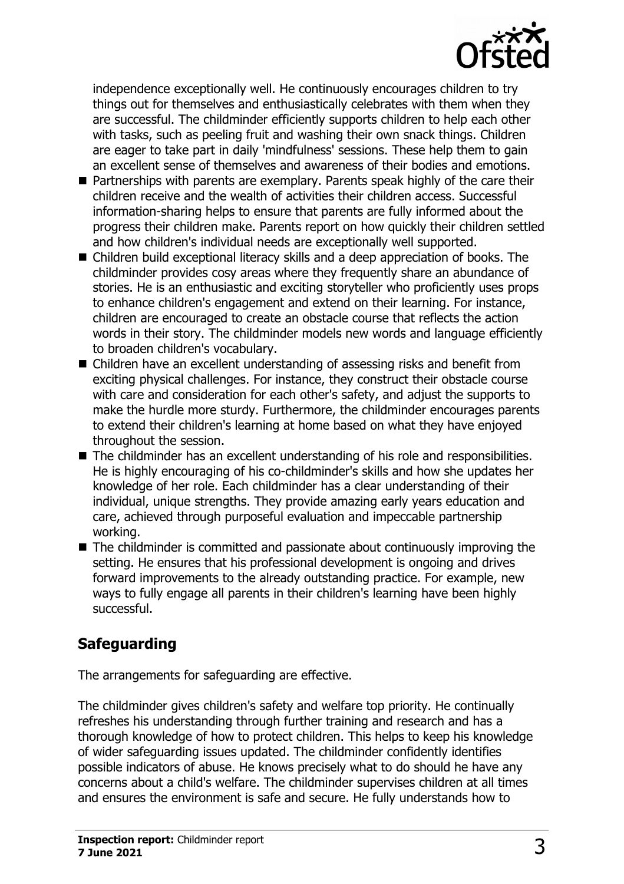independence exceptionally well. He continuously encourages children to try things out for themselves and enthusiastically celebrates with them when they are successful. The childminder efficiently supports children to help each other with tasks, such as peeling fruit and washing their own snack things. Children are eager to take part in daily 'mindfulness' sessions. These help them to gain an excellent sense of themselves and awareness of their bodies and emotions.

- Partnerships with parents are exemplary. Parents speak highly of the care their children receive and the wealth of activities their children access. Successful information-sharing helps to ensure that parents are fully informed about the progress their children make. Parents report on how quickly their children settled and how children's individual needs are exceptionally well supported.
- Children build exceptional literacy skills and a deep appreciation of books. The childminder provides cosy areas where they frequently share an abundance of stories. He is an enthusiastic and exciting storyteller who proficiently uses props to enhance children's engagement and extend on their learning. For instance, children are encouraged to create an obstacle course that reflects the action words in their story. The childminder models new words and language efficiently to broaden children's vocabulary.
- Children have an excellent understanding of assessing risks and benefit from exciting physical challenges. For instance, they construct their obstacle course with care and consideration for each other's safety, and adjust the supports to make the hurdle more sturdy. Furthermore, the childminder encourages parents to extend their children's learning at home based on what they have enjoyed throughout the session.
- The childminder has an excellent understanding of his role and responsibilities. He is highly encouraging of his co-childminder's skills and how she updates her knowledge of her role. Each childminder has a clear understanding of their individual, unique strengths. They provide amazing early years education and care, achieved through purposeful evaluation and impeccable partnership working.
- The childminder is committed and passionate about continuously improving the setting. He ensures that his professional development is ongoing and drives forward improvements to the already outstanding practice. For example, new ways to fully engage all parents in their children's learning have been highly successful.

## Safeguarding

The arrangements for safeguarding are effective.

The childminder gives children's safety and welfare top priority. He continually refreshes his understanding through further training and research and has a thorough knowledge of how to protect children. This helps to keep his knowledge of wider safeguarding issues updated. The childminder confidently identifies possible indicators of abuse. He knows precisely what to do should he have any concerns about a child's welfare. The childminder supervises children at all times and ensures the environment is safe and secure. He fully understands how to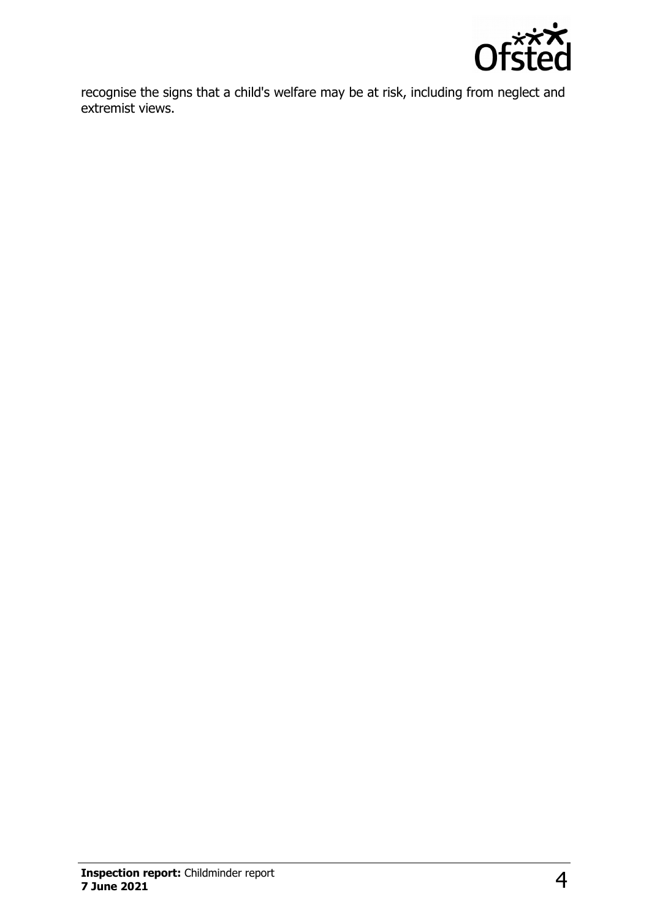recognise the signs that a child's welfare may be at risk, including from neglect and extremist views.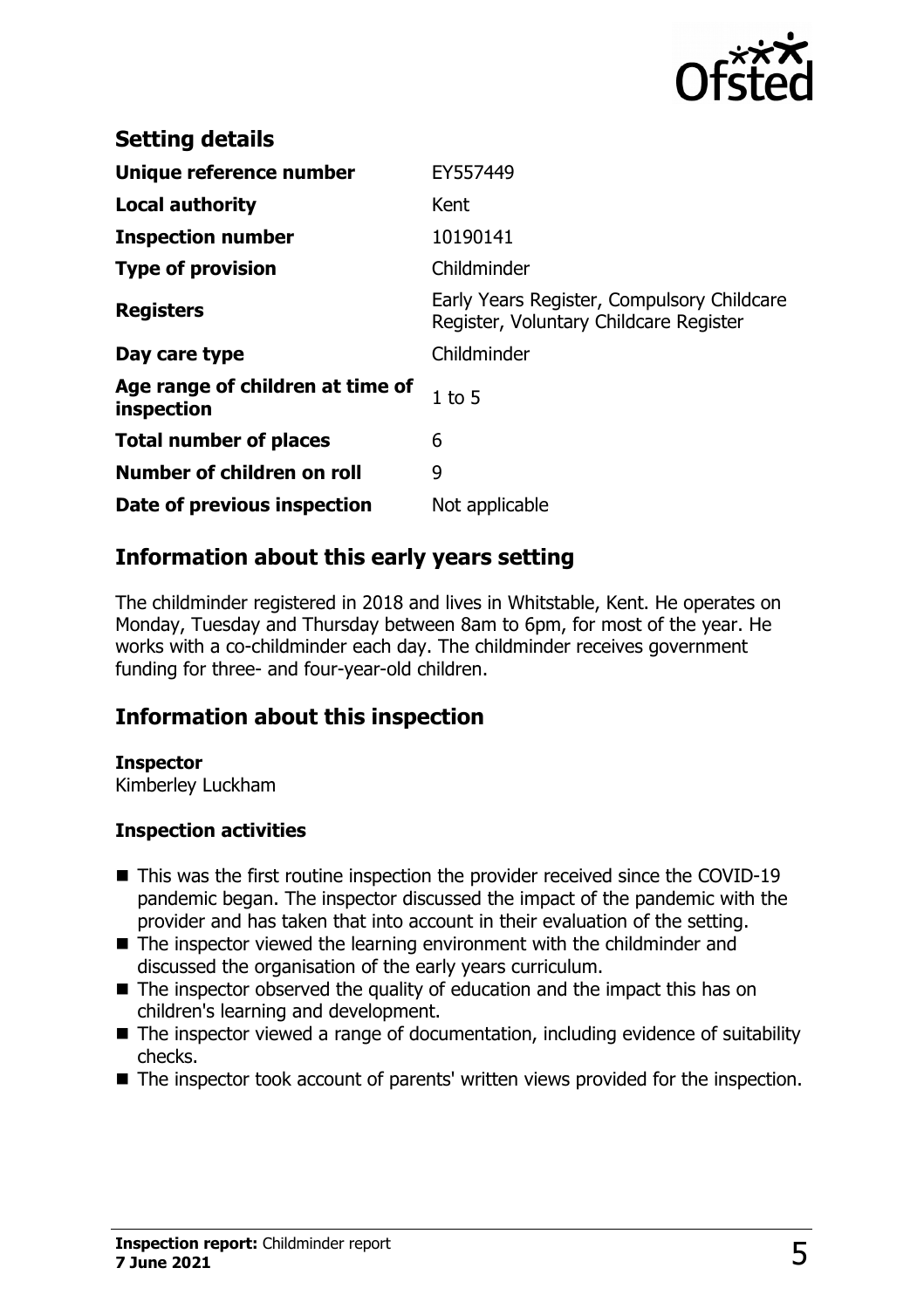## Setting details

| Unique reference number | EY557449 |
|---|---|
| **Local authority** | Kent |
| **Inspection number** | 10190141 |
| **Type of provision** | Childminder |
| **Registers** | Early Years Register, Compulsory Childcare Register, Voluntary Childcare Register |
| **Day care type** | Childminder |
| **Age range of children at time of inspection** | 1 to 5 |
| **Total number of places** | 6 |
| **Number of children on roll** | 9 |
| **Date of previous inspection** | Not applicable |

## Information about this early years setting

The childminder registered in 2018 and lives in Whitstable, Kent. He operates on Monday, Tuesday and Thursday between 8am to 6pm, for most of the year. He works with a co-childminder each day. The childminder receives government funding for three- and four-year-old children.

## Information about this inspection

**Inspector**
Kimberley Luckham

**Inspection activities**

- This was the first routine inspection the provider received since the COVID-19 pandemic began. The inspector discussed the impact of the pandemic with the provider and has taken that into account in their evaluation of the setting.
- The inspector viewed the learning environment with the childminder and discussed the organisation of the early years curriculum.
- The inspector observed the quality of education and the impact this has on children's learning and development.
- The inspector viewed a range of documentation, including evidence of suitability checks.
- The inspector took account of parents' written views provided for the inspection.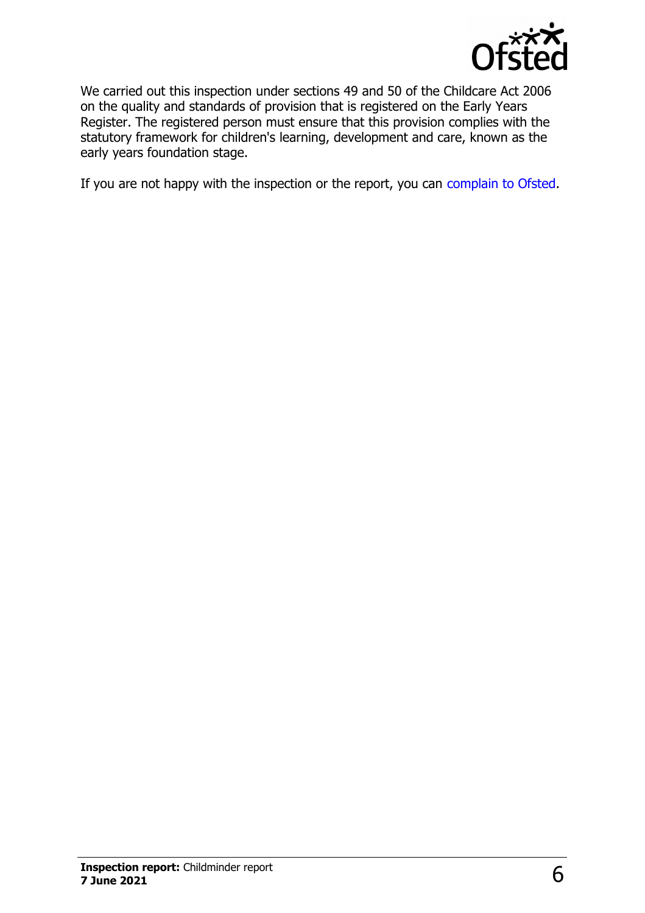We carried out this inspection under sections 49 and 50 of the Childcare Act 2006 on the quality and standards of provision that is registered on the Early Years Register. The registered person must ensure that this provision complies with the statutory framework for children's learning, development and care, known as the early years foundation stage.

If you are not happy with the inspection or the report, you can complain to Ofsted.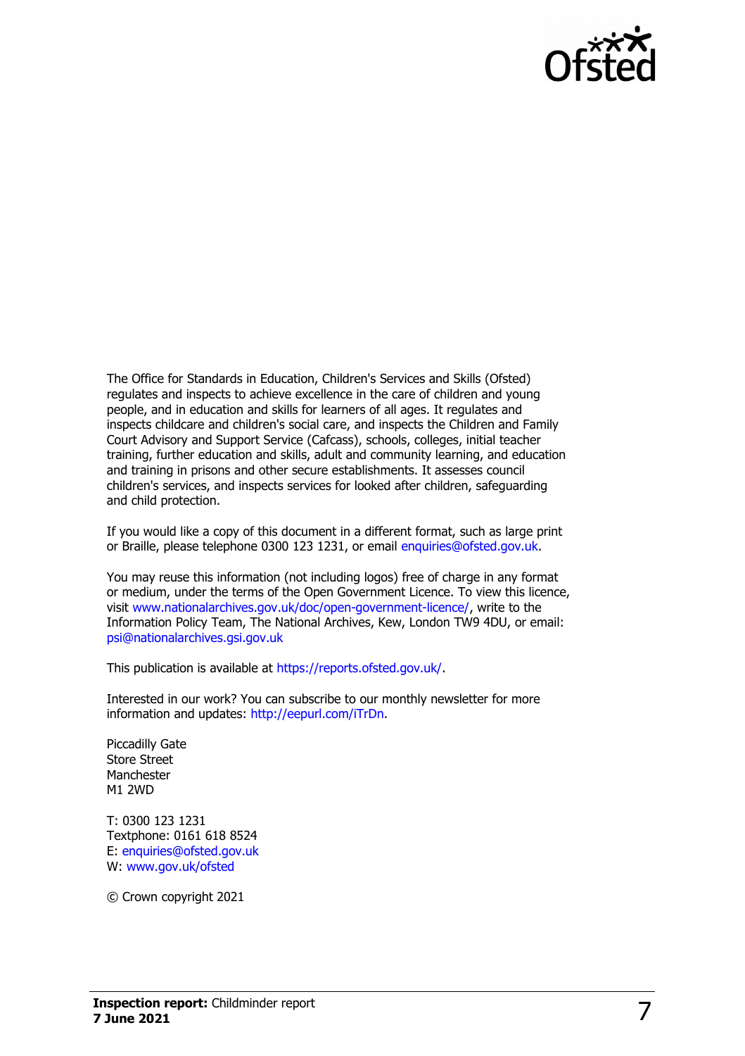The Office for Standards in Education, Children's Services and Skills (Ofsted) regulates and inspects to achieve excellence in the care of children and young people, and in education and skills for learners of all ages. It regulates and inspects childcare and children's social care, and inspects the Children and Family Court Advisory and Support Service (Cafcass), schools, colleges, initial teacher training, further education and skills, adult and community learning, and education and training in prisons and other secure establishments. It assesses council children's services, and inspects services for looked after children, safeguarding and child protection.

If you would like a copy of this document in a different format, such as large print or Braille, please telephone 0300 123 1231, or email enquiries@ofsted.gov.uk.

You may reuse this information (not including logos) free of charge in any format or medium, under the terms of the Open Government Licence. To view this licence, visit www.nationalarchives.gov.uk/doc/open-government-licence/, write to the Information Policy Team, The National Archives, Kew, London TW9 4DU, or email: psi@nationalarchives.gsi.gov.uk

This publication is available at https://reports.ofsted.gov.uk/.

Interested in our work? You can subscribe to our monthly newsletter for more information and updates: http://eepurl.com/iTrDn.

Piccadilly Gate
Store Street
Manchester
M1 2WD

T: 0300 123 1231
Textphone: 0161 618 8524
E: enquiries@ofsted.gov.uk
W: www.gov.uk/ofsted

© Crown copyright 2021